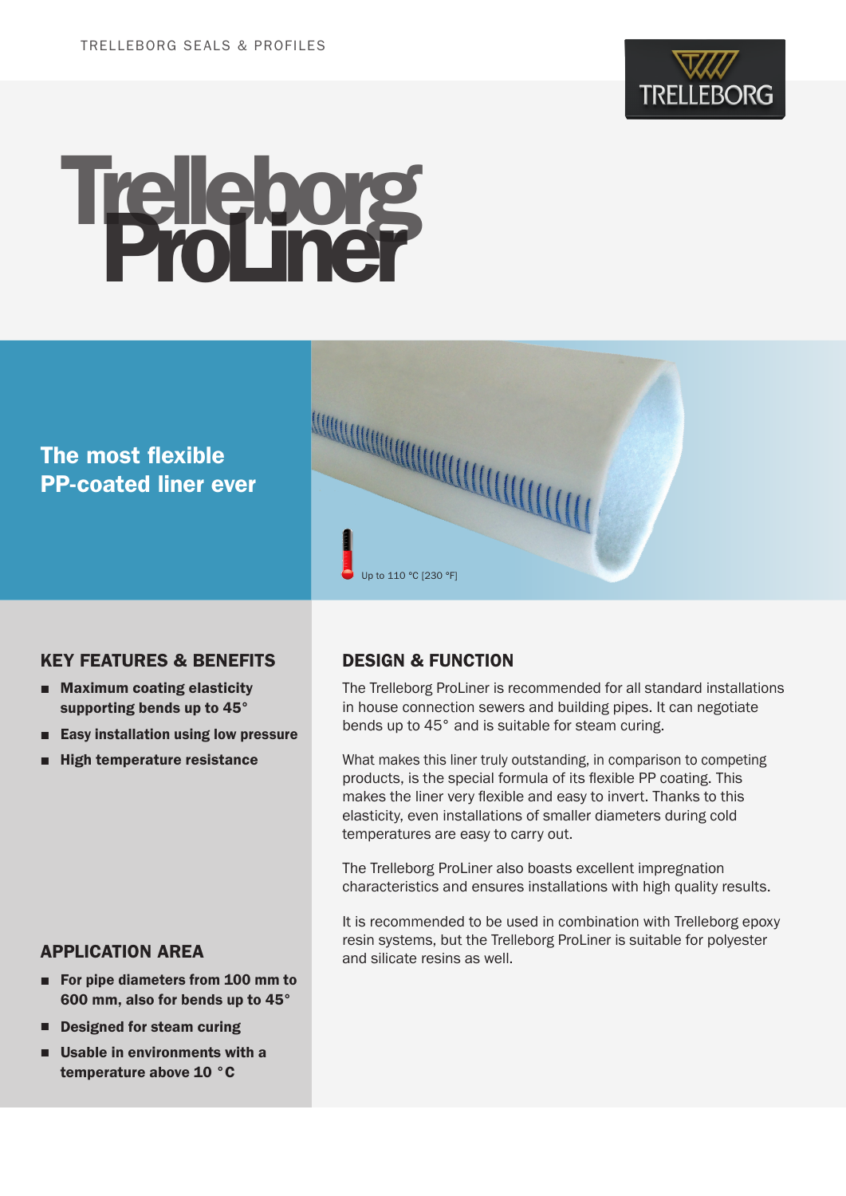# Trelleborg ProLiner

## The most flexible PP-coated liner ever

Up to 110 °C [230 °F]

## KEY FEATURES & BENEFITS

- **Maximum coating elasticity supporting bends up to 45°**
- **Easy installation using low pressure**
- **High temperature resistance**

## APPLICATION AREA

- **For pipe diameters from 100 mm to 600 mm, also for bends up to 45°**
- **Designed for steam curing**
- **Usable in environments with a temperature above 10 °C**

## DESIGN & FUNCTION

The Trelleborg ProLiner is recommended for all standard installations in house connection sewers and building pipes. It can negotiate bends up to 45° and is suitable for steam curing.

What makes this liner truly outstanding, in comparison to competing products, is the special formula of its flexible PP coating. This makes the liner very flexible and easy to invert. Thanks to this elasticity, even installations of smaller diameters during cold temperatures are easy to carry out.

The Trelleborg ProLiner also boasts excellent impregnation characteristics and ensures installations with high quality results.

It is recommended to be used in combination with Trelleborg epoxy resin systems, but the Trelleborg ProLiner is suitable for polyester and silicate resins as well.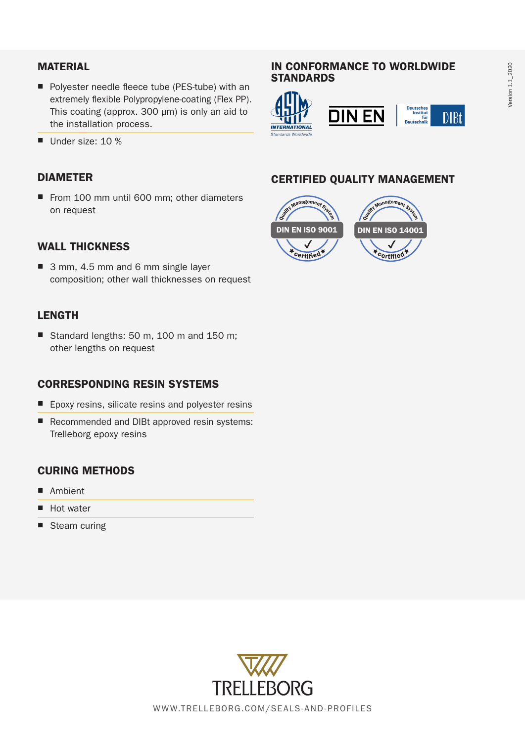## MATERIAL

- Polyester needle fleece tube (PES-tube) with an extremely flexible Polypropylene-coating (Flex PP). This coating (approx. 300 µm) is only an aid to the installation process.
- Under size: 10 %

## DIAMETER

- From 100 mm until 600 mm; other diameters on request

## WALL THICKNESS

- 3 mm, 4.5 mm and 6 mm single layer composition; other wall thicknesses on request

## LENGTH

- Standard lengths: 50 m, 100 m and 150 m; other lengths on request

## CORRESPONDING RESIN SYSTEMS

- Epoxy resins, silicate resins and polyester resins
- Recommended and DIBt approved resin systems: Trelleborg epoxy resins

## CURING METHODS

- Ambient
- Hot water
- Steam curing

## IN CONFORMANCE TO WORLDWIDE STANDARDS

ASTM INTERNATIONAL Standards Worldwide

DIN EN

Deutsches Institut für Bautechnik DIBt

## CERTIFIED QUALITY MANAGEMENT

Quality Management System DIN EN ISO 9001 certified

Quality Management System DIN EN ISO 14001 certified

TRELLEBORG

WWW.TRELLEBORG.COM/SEALS-AND-PROFILES